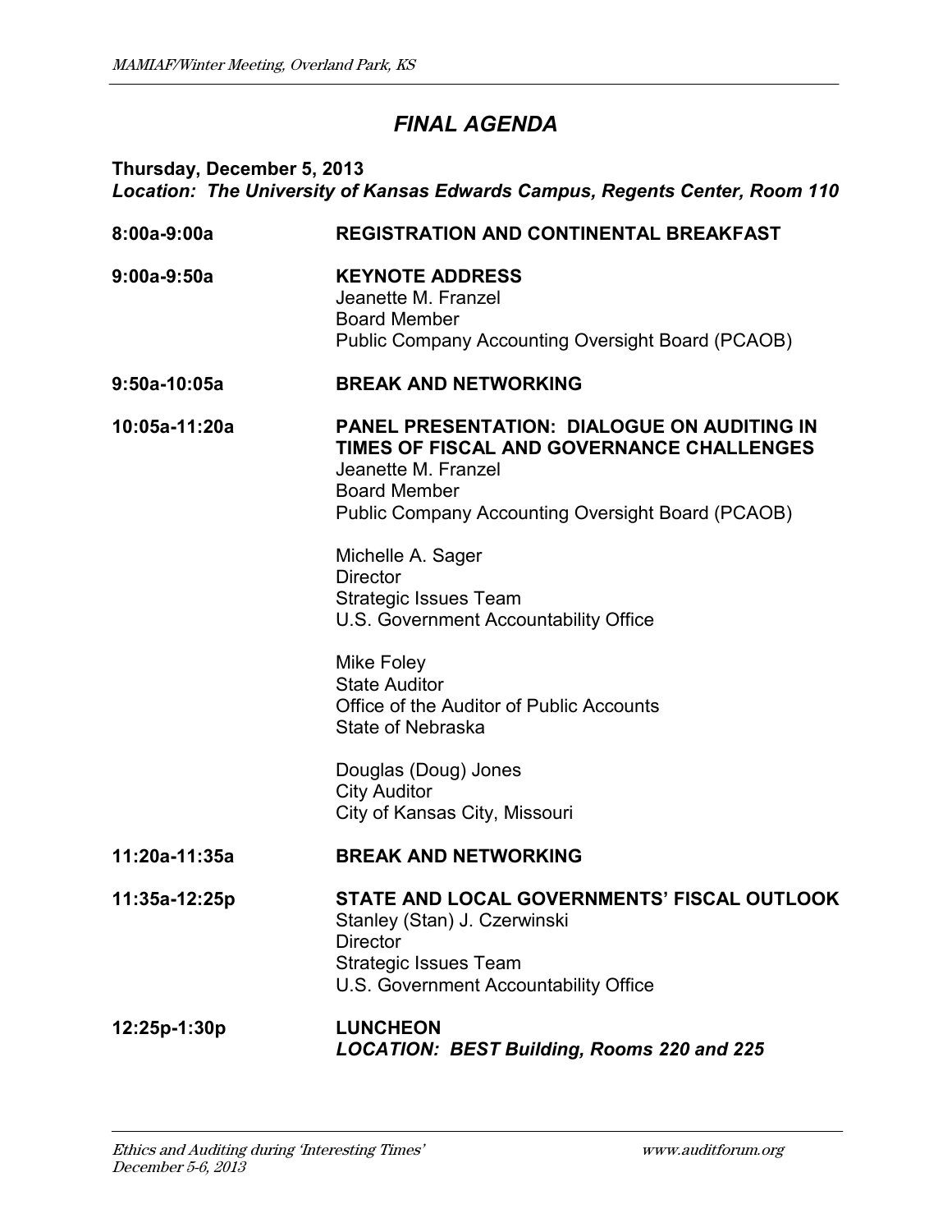# *FINAL AGENDA*

**Thursday, December 5, 2013**
***Location: The University of Kansas Edwards Campus, Regents Center, Room 110***

**8:00a-9:00a** **REGISTRATION AND CONTINENTAL BREAKFAST**

**9:00a-9:50a** **KEYNOTE ADDRESS**
Jeanette M. Franzel
Board Member
Public Company Accounting Oversight Board (PCAOB)

**9:50a-10:05a** **BREAK AND NETWORKING**

**10:05a-11:20a** **PANEL PRESENTATION: DIALOGUE ON AUDITING IN TIMES OF FISCAL AND GOVERNANCE CHALLENGES**
Jeanette M. Franzel
Board Member
Public Company Accounting Oversight Board (PCAOB)

Michelle A. Sager
Director
Strategic Issues Team
U.S. Government Accountability Office

Mike Foley
State Auditor
Office of the Auditor of Public Accounts
State of Nebraska

Douglas (Doug) Jones
City Auditor
City of Kansas City, Missouri

**11:20a-11:35a** **BREAK AND NETWORKING**

**11:35a-12:25p** **STATE AND LOCAL GOVERNMENTS' FISCAL OUTLOOK**
Stanley (Stan) J. Czerwinski
Director
Strategic Issues Team
U.S. Government Accountability Office

**12:25p-1:30p** **LUNCHEON**
***LOCATION: BEST Building, Rooms 220 and 225***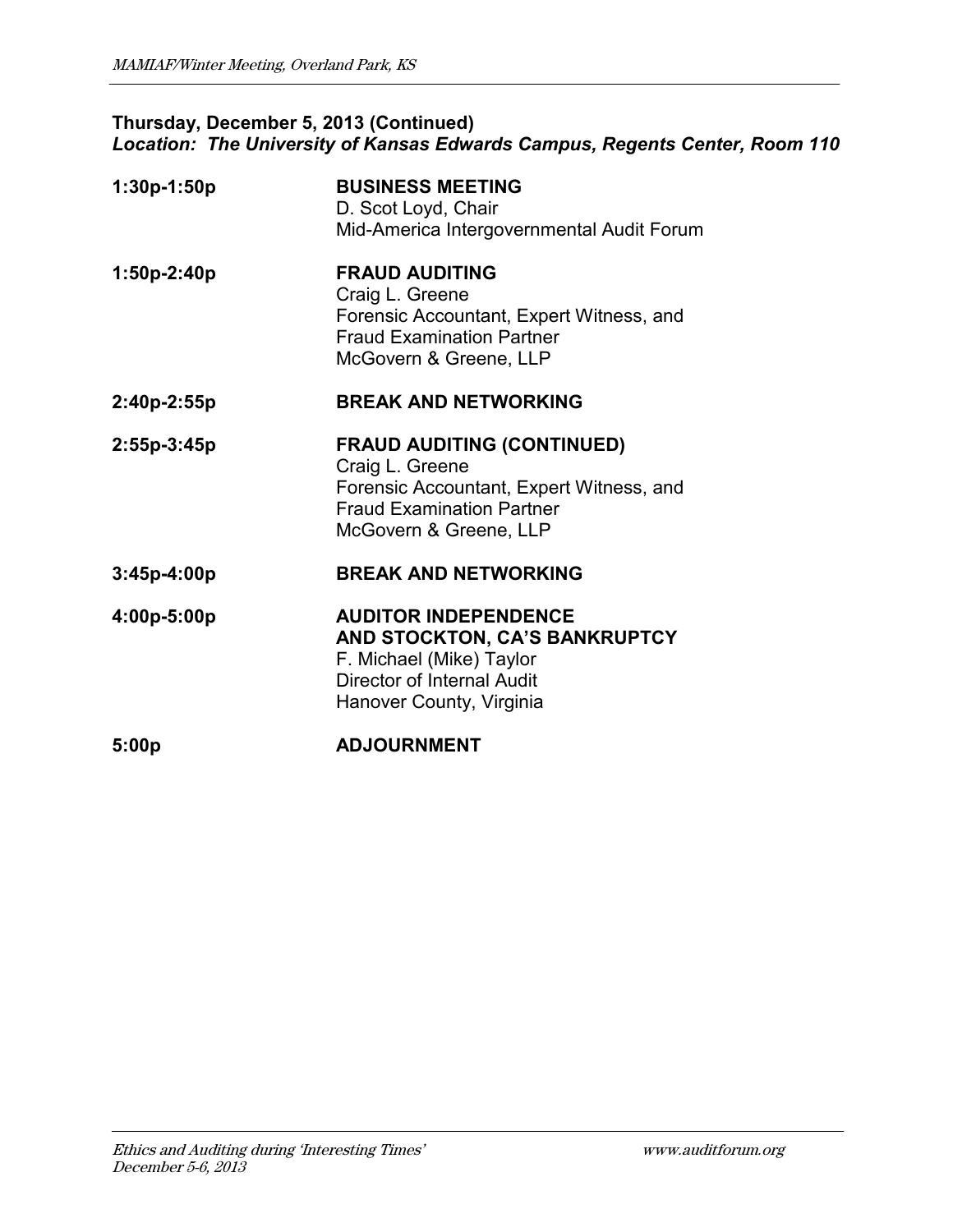**Thursday, December 5, 2013 (Continued)**
***Location: The University of Kansas Edwards Campus, Regents Center, Room 110***

**1:30p-1:50p** **BUSINESS MEETING**
D. Scot Loyd, Chair
Mid-America Intergovernmental Audit Forum

**1:50p-2:40p** **FRAUD AUDITING**
Craig L. Greene
Forensic Accountant, Expert Witness, and Fraud Examination Partner
McGovern & Greene, LLP

**2:40p-2:55p** **BREAK AND NETWORKING**

**2:55p-3:45p** **FRAUD AUDITING (CONTINUED)**
Craig L. Greene
Forensic Accountant, Expert Witness, and Fraud Examination Partner
McGovern & Greene, LLP

**3:45p-4:00p** **BREAK AND NETWORKING**

**4:00p-5:00p** **AUDITOR INDEPENDENCE AND STOCKTON, CA'S BANKRUPTCY**
F. Michael (Mike) Taylor
Director of Internal Audit
Hanover County, Virginia

**5:00p** **ADJOURNMENT**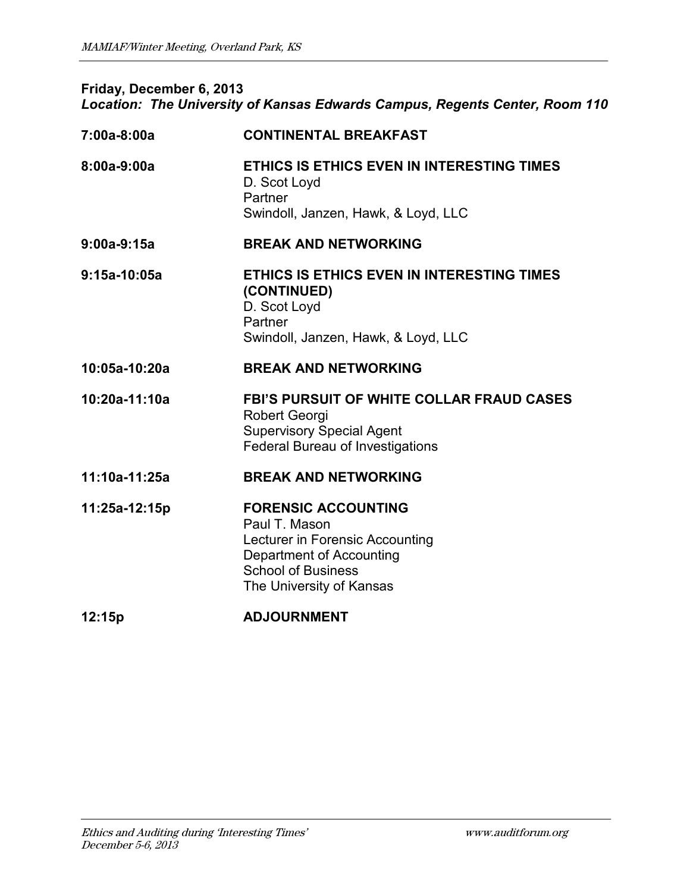**Friday, December 6, 2013**
***Location: The University of Kansas Edwards Campus, Regents Center, Room 110***

| | |
|---|---|
| **7:00a-8:00a** | **CONTINENTAL BREAKFAST** |
| **8:00a-9:00a** | **ETHICS IS ETHICS EVEN IN INTERESTING TIMES**<br>D. Scot Loyd<br>Partner<br>Swindoll, Janzen, Hawk, & Loyd, LLC |
| **9:00a-9:15a** | **BREAK AND NETWORKING** |
| **9:15a-10:05a** | **ETHICS IS ETHICS EVEN IN INTERESTING TIMES (CONTINUED)**<br>D. Scot Loyd<br>Partner<br>Swindoll, Janzen, Hawk, & Loyd, LLC |
| **10:05a-10:20a** | **BREAK AND NETWORKING** |
| **10:20a-11:10a** | **FBI'S PURSUIT OF WHITE COLLAR FRAUD CASES**<br>Robert Georgi<br>Supervisory Special Agent<br>Federal Bureau of Investigations |
| **11:10a-11:25a** | **BREAK AND NETWORKING** |
| **11:25a-12:15p** | **FORENSIC ACCOUNTING**<br>Paul T. Mason<br>Lecturer in Forensic Accounting<br>Department of Accounting<br>School of Business<br>The University of Kansas |
| **12:15p** | **ADJOURNMENT** |